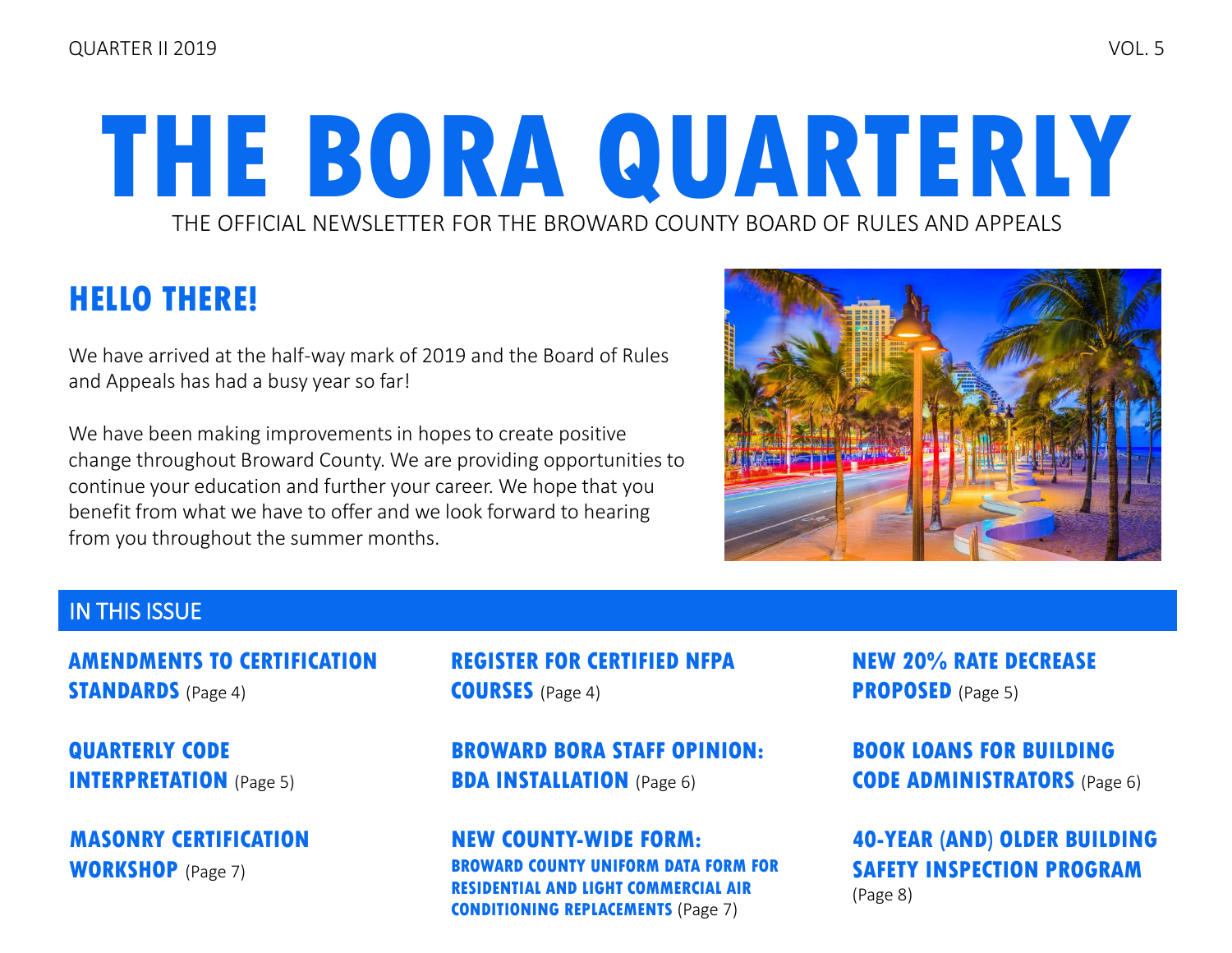QUARTER II 2019 VOL. 5

# THE BORA QUARTERLY

THE OFFICIAL NEWSLETTER FOR THE BROWARD COUNTY BOARD OF RULES AND APPEALS

## HELLO THERE!

We have arrived at the half-way mark of 2019 and the Board of Rules and Appeals has had a busy year so far!

We have been making improvements in hopes to create positive change throughout Broward County. We are providing opportunities to continue your education and further your career. We hope that you benefit from what we have to offer and we look forward to hearing from you throughout the summer months.

## IN THIS ISSUE

**AMENDMENTS TO CERTIFICATION STANDARDS** (Page 4)

**QUARTERLY CODE INTERPRETATION** (Page 5)

**MASONRY CERTIFICATION WORKSHOP** (Page 7)

**REGISTER FOR CERTIFIED NFPA COURSES** (Page 4)

**BROWARD BORA STAFF OPINION: BDA INSTALLATION** (Page 6)

**NEW COUNTY-WIDE FORM: BROWARD COUNTY UNIFORM DATA FORM FOR RESIDENTIAL AND LIGHT COMMERCIAL AIR CONDITIONING REPLACEMENTS** (Page 7)

**NEW 20% RATE DECREASE PROPOSED** (Page 5)

**BOOK LOANS FOR BUILDING CODE ADMINISTRATORS** (Page 6)

**40-YEAR (AND) OLDER BUILDING SAFETY INSPECTION PROGRAM** (Page 8)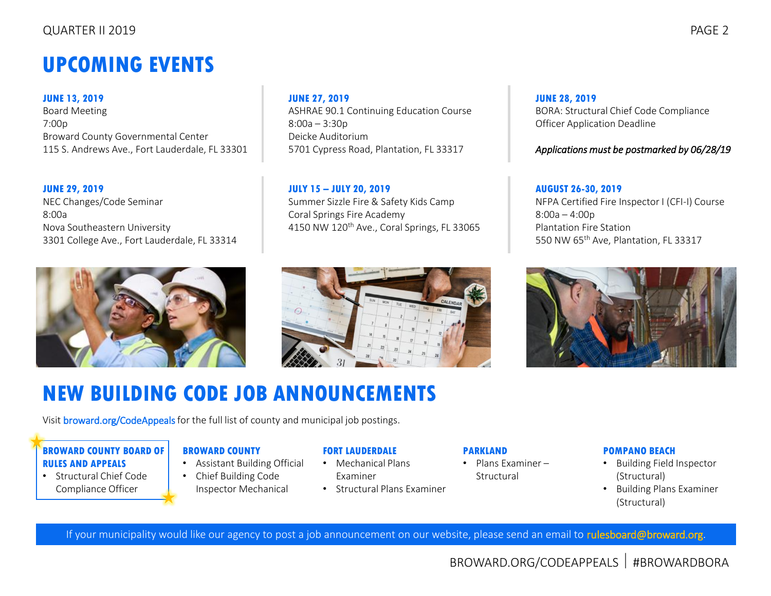# UPCOMING EVENTS

**JUNE 13, 2019**
Board Meeting
7:00p
Broward County Governmental Center
115 S. Andrews Ave., Fort Lauderdale, FL 33301

**JUNE 27, 2019**
ASHRAE 90.1 Continuing Education Course
8:00a – 3:30p
Deicke Auditorium
5701 Cypress Road, Plantation, FL 33317

**JUNE 28, 2019**
BORA: Structural Chief Code Compliance Officer Application Deadline

*Applications must be postmarked by 06/28/19*

**JUNE 29, 2019**
NEC Changes/Code Seminar
8:00a
Nova Southeastern University
3301 College Ave., Fort Lauderdale, FL 33314

**JULY 15 – JULY 20, 2019**
Summer Sizzle Fire & Safety Kids Camp
Coral Springs Fire Academy
4150 NW 120th Ave., Coral Springs, FL 33065

**AUGUST 26-30, 2019**
NFPA Certified Fire Inspector I (CFI-I) Course
8:00a – 4:00p
Plantation Fire Station
550 NW 65th Ave, Plantation, FL 33317

# NEW BUILDING CODE JOB ANNOUNCEMENTS

Visit broward.org/CodeAppeals for the full list of county and municipal job postings.

**BROWARD COUNTY BOARD OF RULES AND APPEALS**
- Structural Chief Code Compliance Officer

**BROWARD COUNTY**
- Assistant Building Official
- Chief Building Code Inspector Mechanical

**FORT LAUDERDALE**
- Mechanical Plans Examiner
- Structural Plans Examiner

**PARKLAND**
- Plans Examiner – Structural

**POMPANO BEACH**
- Building Field Inspector (Structural)
- Building Plans Examiner (Structural)

If your municipality would like our agency to post a job announcement on our website, please send an email to rulesboard@broward.org.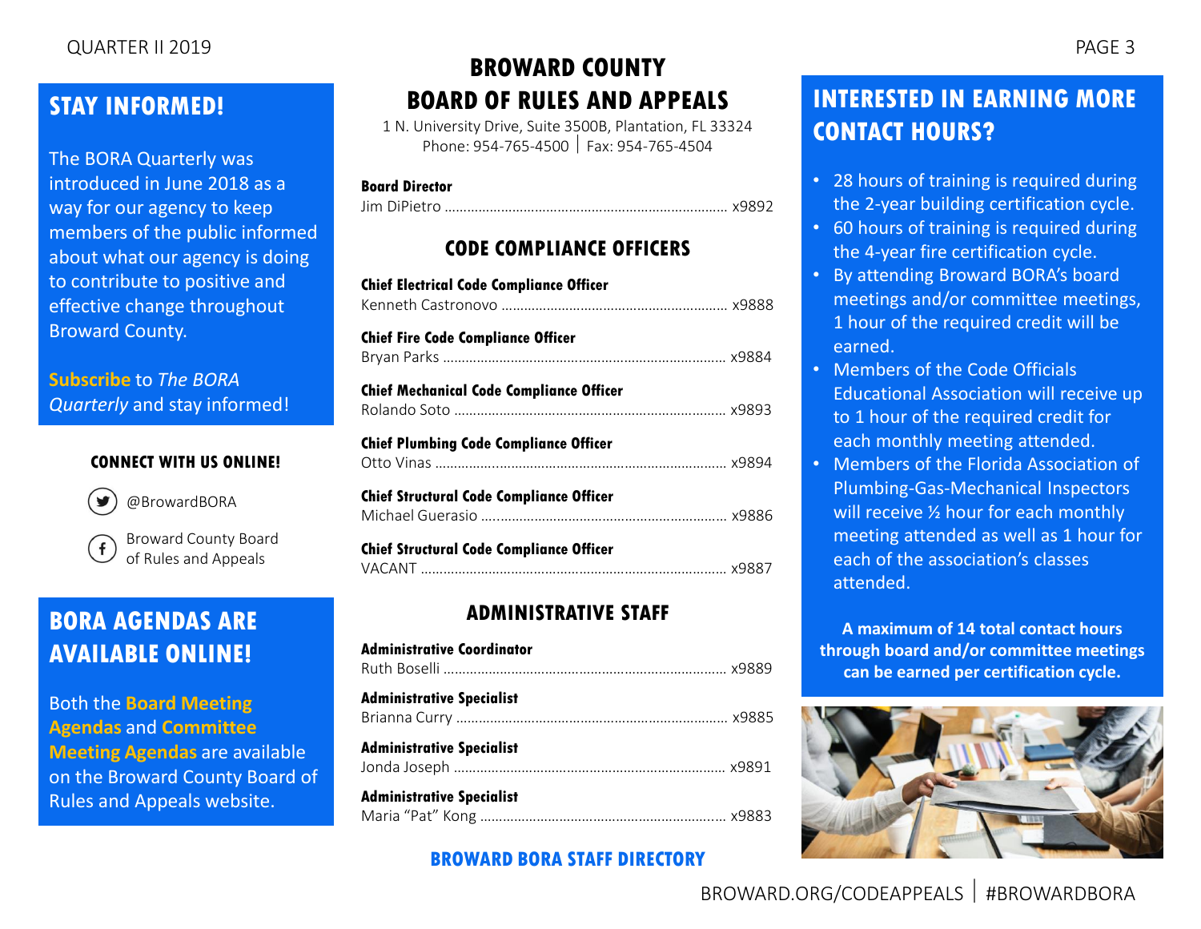## STAY INFORMED!

The BORA Quarterly was introduced in June 2018 as a way for our agency to keep members of the public informed about what our agency is doing to contribute to positive and effective change throughout Broward County.

**Subscribe** to *The BORA Quarterly* and stay informed!

### CONNECT WITH US ONLINE!

@BrowardBORA

Broward County Board of Rules and Appeals

## BORA AGENDAS ARE AVAILABLE ONLINE!

Both the **Board Meeting Agendas** and **Committee Meeting Agendas** are available on the Broward County Board of Rules and Appeals website.

# BROWARD COUNTY BOARD OF RULES AND APPEALS

1 N. University Drive, Suite 3500B, Plantation, FL 33324
Phone: 954-765-4500 | Fax: 954-765-4504

**Board Director**
Jim DiPietro .......... x9892

### CODE COMPLIANCE OFFICERS

**Chief Electrical Code Compliance Officer**
Kenneth Castronovo .......... x9888

**Chief Fire Code Compliance Officer**
Bryan Parks .......... x9884

**Chief Mechanical Code Compliance Officer**
Rolando Soto .......... x9893

**Chief Plumbing Code Compliance Officer**
Otto Vinas .......... x9894

**Chief Structural Code Compliance Officer**
Michael Guerasio .......... x9886

**Chief Structural Code Compliance Officer**
VACANT .......... x9887

### ADMINISTRATIVE STAFF

**Administrative Coordinator**
Ruth Boselli .......... x9889

**Administrative Specialist**
Brianna Curry .......... x9885

**Administrative Specialist**
Jonda Joseph .......... x9891

**Administrative Specialist**
Maria "Pat" Kong .......... x9883

**BROWARD BORA STAFF DIRECTORY**

## INTERESTED IN EARNING MORE CONTACT HOURS?

- 28 hours of training is required during the 2-year building certification cycle.
- 60 hours of training is required during the 4-year fire certification cycle.
- By attending Broward BORA's board meetings and/or committee meetings, 1 hour of the required credit will be earned.
- Members of the Code Officials Educational Association will receive up to 1 hour of the required credit for each monthly meeting attended.
- Members of the Florida Association of Plumbing-Gas-Mechanical Inspectors will receive ½ hour for each monthly meeting attended as well as 1 hour for each of the association's classes attended.

**A maximum of 14 total contact hours through board and/or committee meetings can be earned per certification cycle.**

BROWARD.ORG/CODEAPPEALS | #BROWARDBORA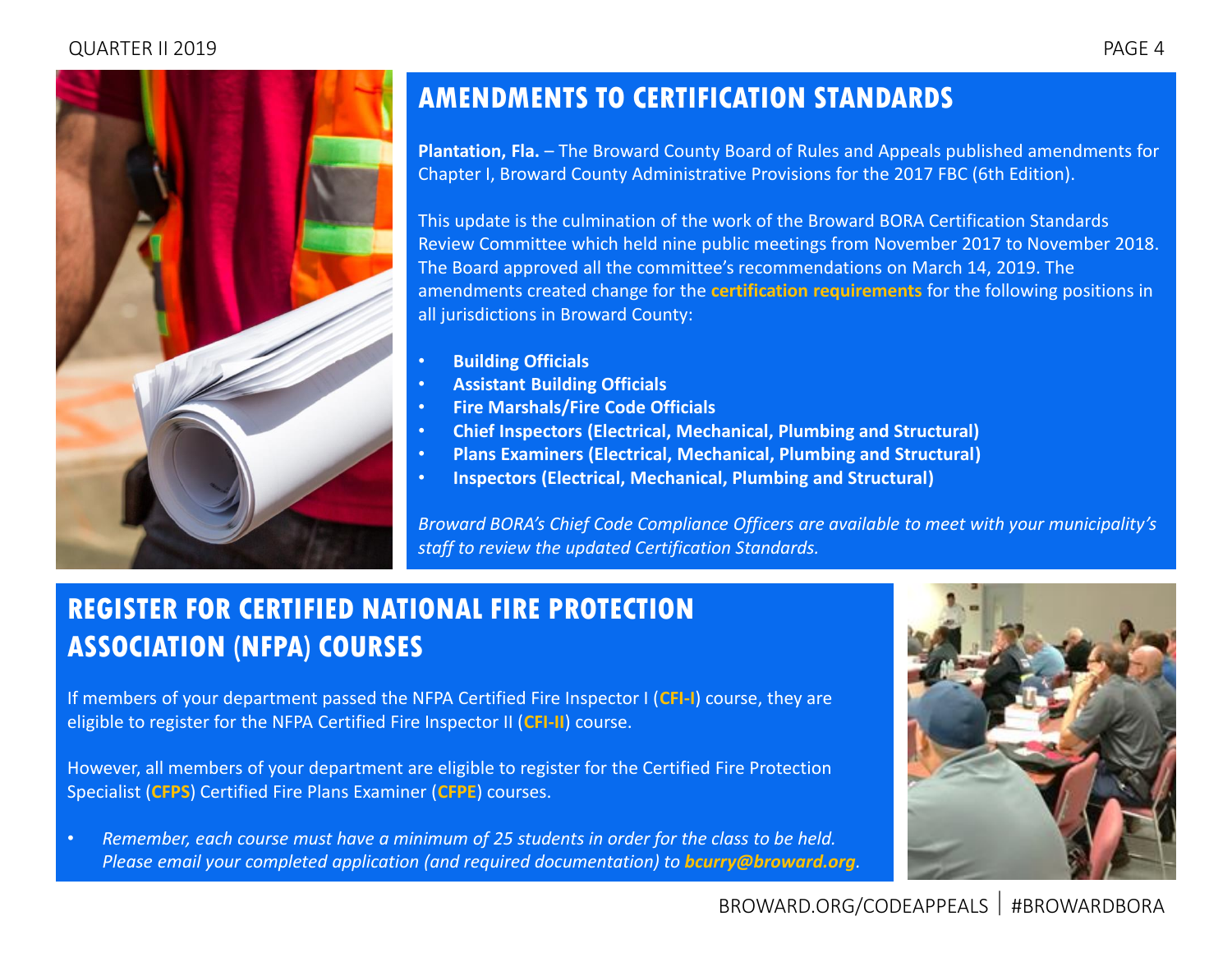## AMENDMENTS TO CERTIFICATION STANDARDS

**Plantation, Fla.** – The Broward County Board of Rules and Appeals published amendments for Chapter I, Broward County Administrative Provisions for the 2017 FBC (6th Edition).

This update is the culmination of the work of the Broward BORA Certification Standards Review Committee which held nine public meetings from November 2017 to November 2018. The Board approved all the committee's recommendations on March 14, 2019. The amendments created change for the **certification requirements** for the following positions in all jurisdictions in Broward County:

- **Building Officials**
- **Assistant Building Officials**
- **Fire Marshals/Fire Code Officials**
- **Chief Inspectors (Electrical, Mechanical, Plumbing and Structural)**
- **Plans Examiners (Electrical, Mechanical, Plumbing and Structural)**
- **Inspectors (Electrical, Mechanical, Plumbing and Structural)**

*Broward BORA's Chief Code Compliance Officers are available to meet with your municipality's staff to review the updated Certification Standards.*

## REGISTER FOR CERTIFIED NATIONAL FIRE PROTECTION ASSOCIATION (NFPA) COURSES

If members of your department passed the NFPA Certified Fire Inspector I (**CFI-I**) course, they are eligible to register for the NFPA Certified Fire Inspector II (**CFI-II**) course.

However, all members of your department are eligible to register for the Certified Fire Protection Specialist (**CFPS**) Certified Fire Plans Examiner (**CFPE**) courses.

- *Remember, each course must have a minimum of 25 students in order for the class to be held. Please email your completed application (and required documentation) to **bcurry@broward.org**.*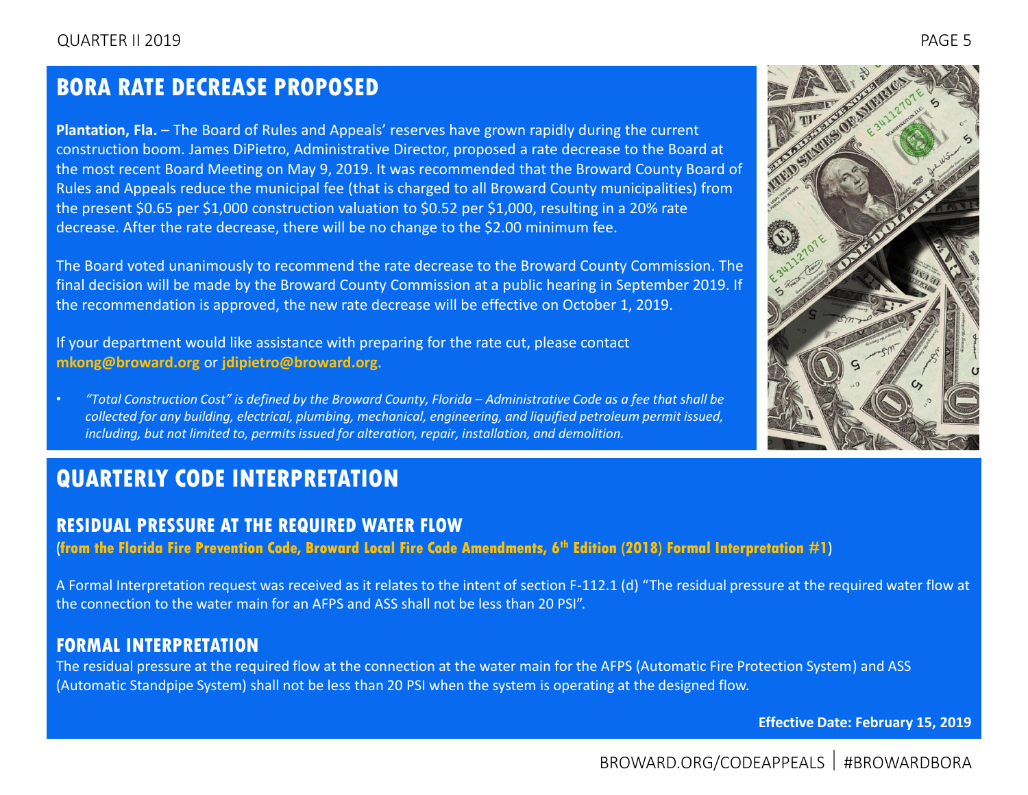## BORA RATE DECREASE PROPOSED

**Plantation, Fla.** – The Board of Rules and Appeals' reserves have grown rapidly during the current construction boom. James DiPietro, Administrative Director, proposed a rate decrease to the Board at the most recent Board Meeting on May 9, 2019. It was recommended that the Broward County Board of Rules and Appeals reduce the municipal fee (that is charged to all Broward County municipalities) from the present $0.65 per $1,000 construction valuation to $0.52 per $1,000, resulting in a 20% rate decrease. After the rate decrease, there will be no change to the $2.00 minimum fee.

The Board voted unanimously to recommend the rate decrease to the Broward County Commission. The final decision will be made by the Broward County Commission at a public hearing in September 2019. If the recommendation is approved, the new rate decrease will be effective on October 1, 2019.

If your department would like assistance with preparing for the rate cut, please contact **mkong@broward.org** or **jdipietro@broward.org**.

- *"Total Construction Cost" is defined by the Broward County, Florida – Administrative Code as a fee that shall be collected for any building, electrical, plumbing, mechanical, engineering, and liquified petroleum permit issued, including, but not limited to, permits issued for alteration, repair, installation, and demolition.*

## QUARTERLY CODE INTERPRETATION

### RESIDUAL PRESSURE AT THE REQUIRED WATER FLOW

(**from the Florida Fire Prevention Code, Broward Local Fire Code Amendments, 6th Edition (2018) Formal Interpretation #1**)

A Formal Interpretation request was received as it relates to the intent of section F-112.1 (d) "The residual pressure at the required water flow at the connection to the water main for an AFPS and ASS shall not be less than 20 PSI".

### FORMAL INTERPRETATION

The residual pressure at the required flow at the connection at the water main for the AFPS (Automatic Fire Protection System) and ASS (Automatic Standpipe System) shall not be less than 20 PSI when the system is operating at the designed flow.

**Effective Date: February 15, 2019**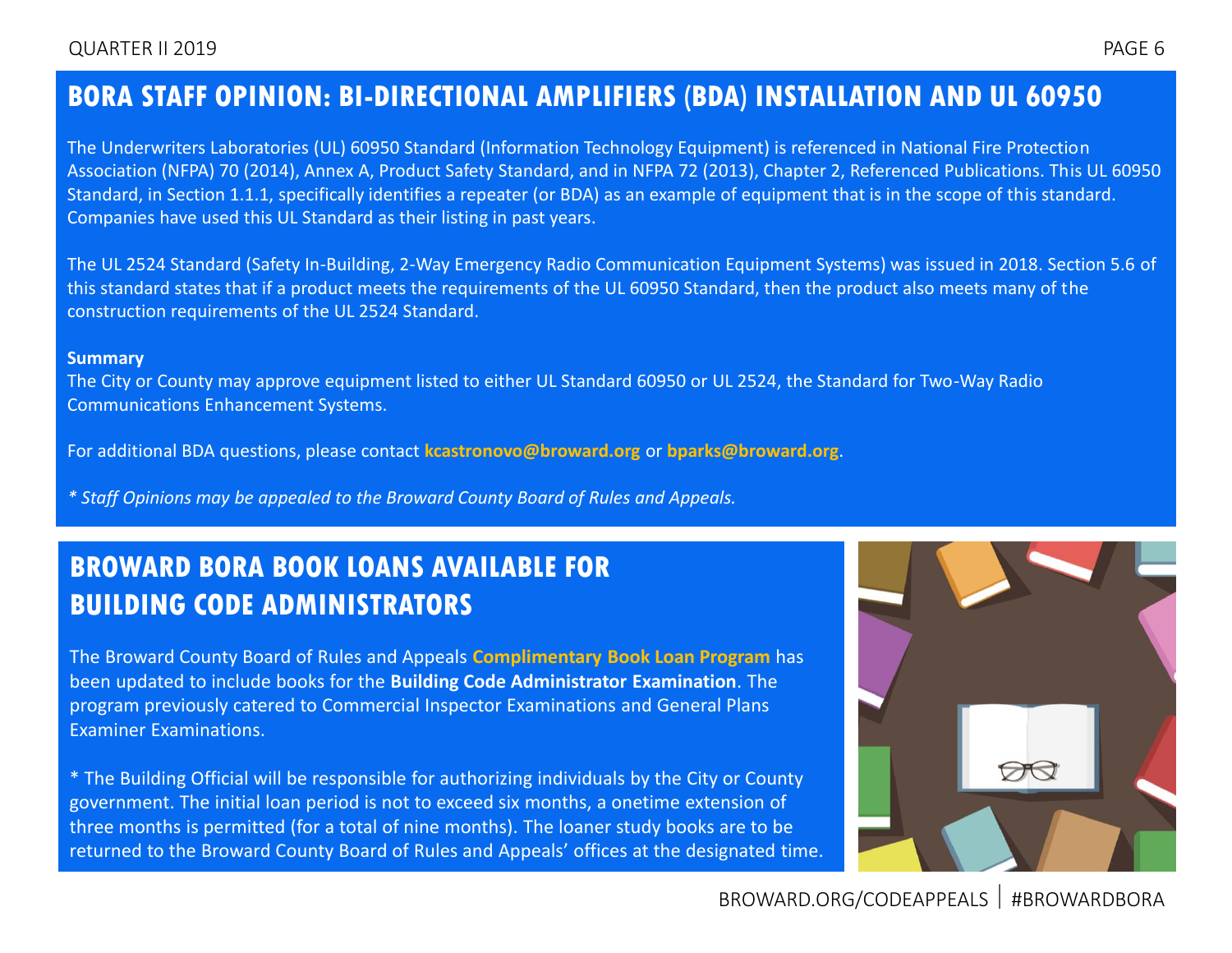## BORA STAFF OPINION: BI-DIRECTIONAL AMPLIFIERS (BDA) INSTALLATION AND UL 60950

The Underwriters Laboratories (UL) 60950 Standard (Information Technology Equipment) is referenced in National Fire Protection Association (NFPA) 70 (2014), Annex A, Product Safety Standard, and in NFPA 72 (2013), Chapter 2, Referenced Publications. This UL 60950 Standard, in Section 1.1.1, specifically identifies a repeater (or BDA) as an example of equipment that is in the scope of this standard. Companies have used this UL Standard as their listing in past years.

The UL 2524 Standard (Safety In-Building, 2-Way Emergency Radio Communication Equipment Systems) was issued in 2018. Section 5.6 of this standard states that if a product meets the requirements of the UL 60950 Standard, then the product also meets many of the construction requirements of the UL 2524 Standard.

**Summary**
The City or County may approve equipment listed to either UL Standard 60950 or UL 2524, the Standard for Two-Way Radio Communications Enhancement Systems.

For additional BDA questions, please contact **kcastronovo@broward.org** or **bparks@broward.org**.

*\* Staff Opinions may be appealed to the Broward County Board of Rules and Appeals.*

## BROWARD BORA BOOK LOANS AVAILABLE FOR BUILDING CODE ADMINISTRATORS

The Broward County Board of Rules and Appeals **Complimentary Book Loan Program** has been updated to include books for the **Building Code Administrator Examination**. The program previously catered to Commercial Inspector Examinations and General Plans Examiner Examinations.

\* The Building Official will be responsible for authorizing individuals by the City or County government. The initial loan period is not to exceed six months, a onetime extension of three months is permitted (for a total of nine months). The loaner study books are to be returned to the Broward County Board of Rules and Appeals' offices at the designated time.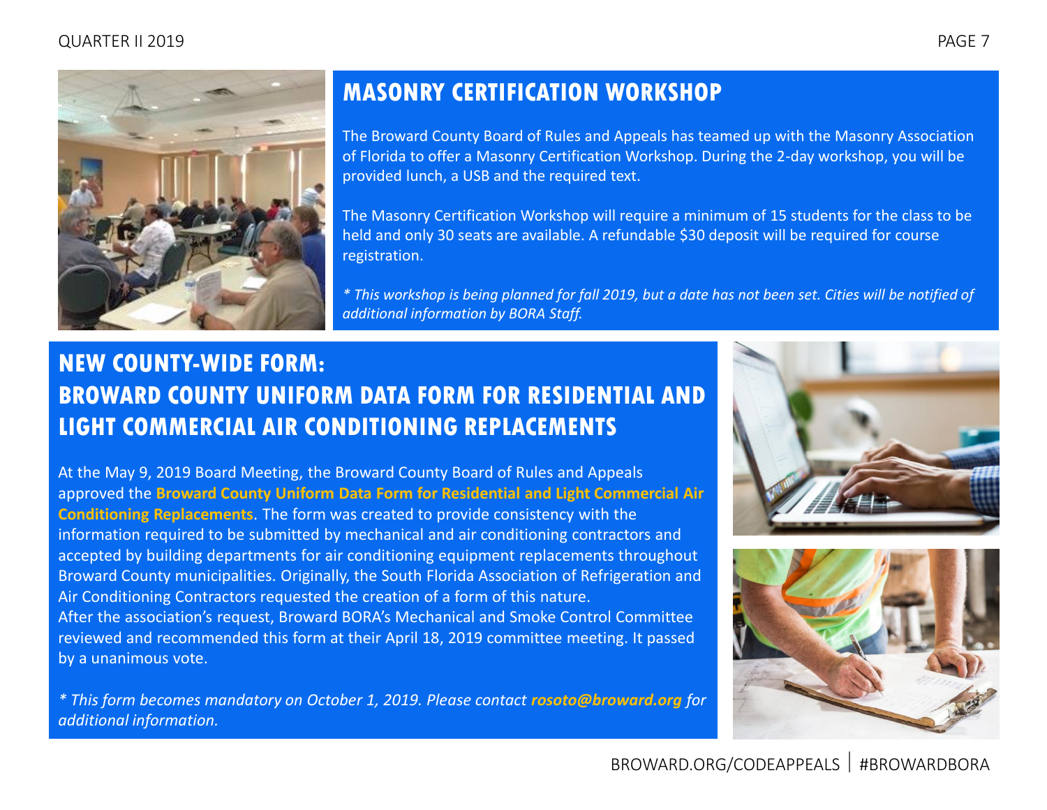## MASONRY CERTIFICATION WORKSHOP

The Broward County Board of Rules and Appeals has teamed up with the Masonry Association of Florida to offer a Masonry Certification Workshop. During the 2-day workshop, you will be provided lunch, a USB and the required text.

The Masonry Certification Workshop will require a minimum of 15 students for the class to be held and only 30 seats are available. A refundable $30 deposit will be required for course registration.

*\* This workshop is being planned for fall 2019, but a date has not been set. Cities will be notified of additional information by BORA Staff.*

## NEW COUNTY-WIDE FORM: BROWARD COUNTY UNIFORM DATA FORM FOR RESIDENTIAL AND LIGHT COMMERCIAL AIR CONDITIONING REPLACEMENTS

At the May 9, 2019 Board Meeting, the Broward County Board of Rules and Appeals approved the **Broward County Uniform Data Form for Residential and Light Commercial Air Conditioning Replacements**. The form was created to provide consistency with the information required to be submitted by mechanical and air conditioning contractors and accepted by building departments for air conditioning equipment replacements throughout Broward County municipalities. Originally, the South Florida Association of Refrigeration and Air Conditioning Contractors requested the creation of a form of this nature. After the association's request, Broward BORA's Mechanical and Smoke Control Committee reviewed and recommended this form at their April 18, 2019 committee meeting. It passed by a unanimous vote.

*\* This form becomes mandatory on October 1, 2019. Please contact **rosoto@broward.org** for additional information.*

BROWARD.ORG/CODEAPPEALS | #BROWARDBORA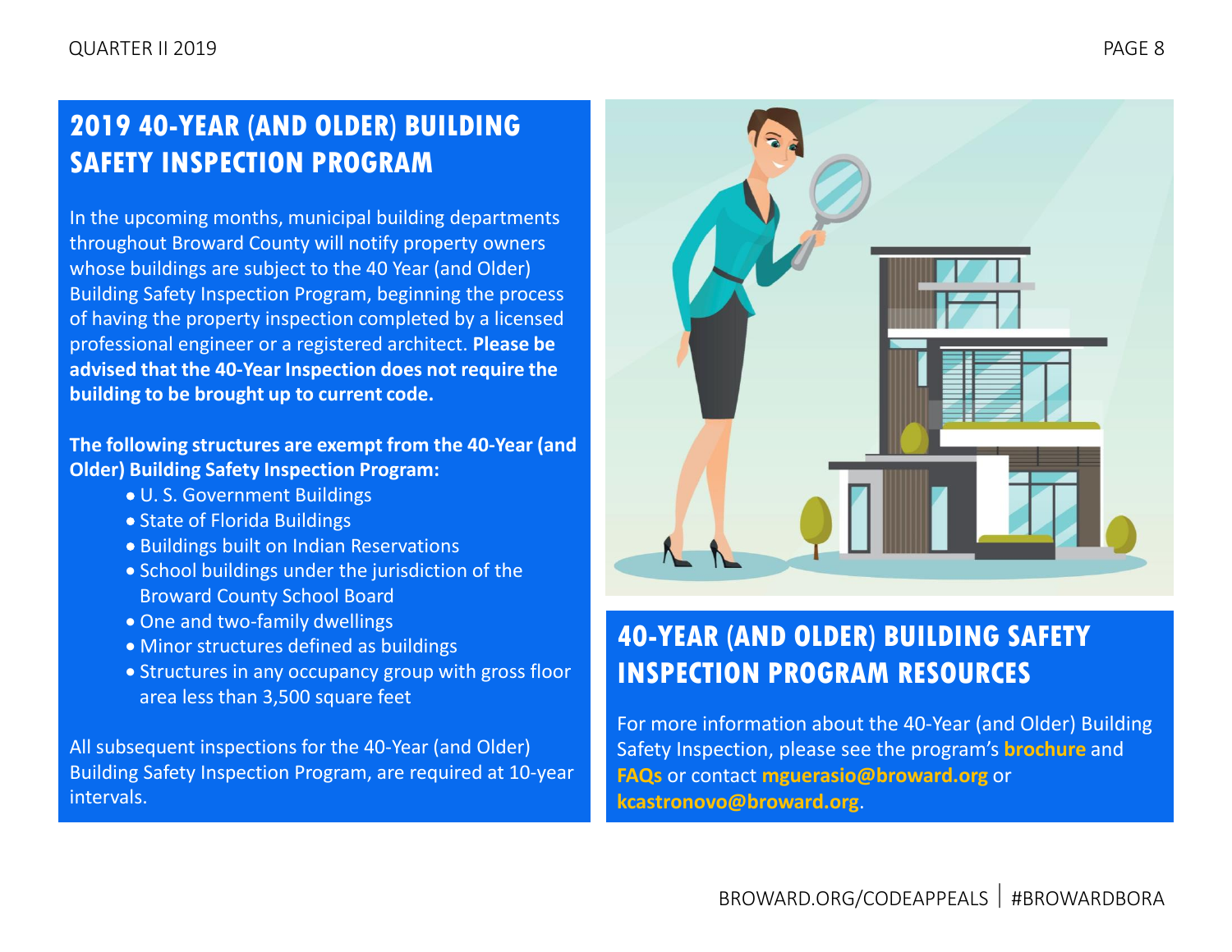## 2019 40-YEAR (AND OLDER) BUILDING SAFETY INSPECTION PROGRAM

In the upcoming months, municipal building departments throughout Broward County will notify property owners whose buildings are subject to the 40 Year (and Older) Building Safety Inspection Program, beginning the process of having the property inspection completed by a licensed professional engineer or a registered architect. **Please be advised that the 40-Year Inspection does not require the building to be brought up to current code.**

**The following structures are exempt from the 40-Year (and Older) Building Safety Inspection Program:**

- U. S. Government Buildings
- State of Florida Buildings
- Buildings built on Indian Reservations
- School buildings under the jurisdiction of the Broward County School Board
- One and two-family dwellings
- Minor structures defined as buildings
- Structures in any occupancy group with gross floor area less than 3,500 square feet

All subsequent inspections for the 40-Year (and Older) Building Safety Inspection Program, are required at 10-year intervals.

## 40-YEAR (AND OLDER) BUILDING SAFETY INSPECTION PROGRAM RESOURCES

For more information about the 40-Year (and Older) Building Safety Inspection, please see the program's **brochure** and **FAQs** or contact **mguerasio@broward.org** or **kcastronovo@broward.org**.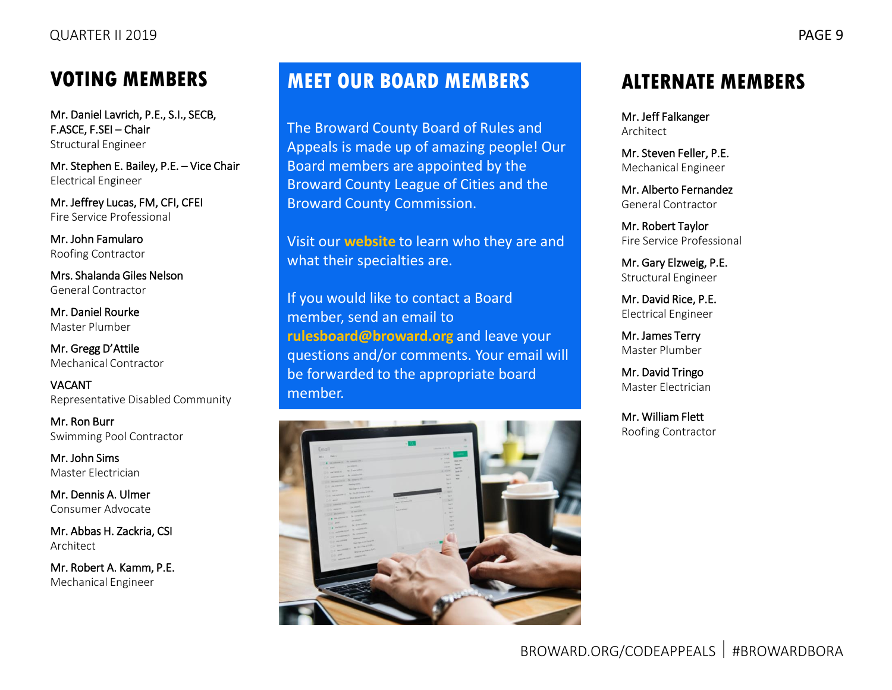## VOTING MEMBERS

Mr. Daniel Lavrich, P.E., S.I., SECB, F.ASCE, F.SEI – Chair
Structural Engineer

Mr. Stephen E. Bailey, P.E. – Vice Chair
Electrical Engineer

Mr. Jeffrey Lucas, FM, CFI, CFEI
Fire Service Professional

Mr. John Famularo
Roofing Contractor

Mrs. Shalanda Giles Nelson
General Contractor

Mr. Daniel Rourke
Master Plumber

Mr. Gregg D'Attile
Mechanical Contractor

VACANT
Representative Disabled Community

Mr. Ron Burr
Swimming Pool Contractor

Mr. John Sims
Master Electrician

Mr. Dennis A. Ulmer
Consumer Advocate

Mr. Abbas H. Zackria, CSI
Architect

Mr. Robert A. Kamm, P.E.
Mechanical Engineer

## MEET OUR BOARD MEMBERS

The Broward County Board of Rules and Appeals is made up of amazing people! Our Board members are appointed by the Broward County League of Cities and the Broward County Commission.

Visit our **website** to learn who they are and what their specialties are.

If you would like to contact a Board member, send an email to **rulesboard@broward.org** and leave your questions and/or comments. Your email will be forwarded to the appropriate board member.

## ALTERNATE MEMBERS

Mr. Jeff Falkanger
Architect

Mr. Steven Feller, P.E.
Mechanical Engineer

Mr. Alberto Fernandez
General Contractor

Mr. Robert Taylor
Fire Service Professional

Mr. Gary Elzweig, P.E.
Structural Engineer

Mr. David Rice, P.E.
Electrical Engineer

Mr. James Terry
Master Plumber

Mr. David Tringo
Master Electrician

Mr. William Flett
Roofing Contractor